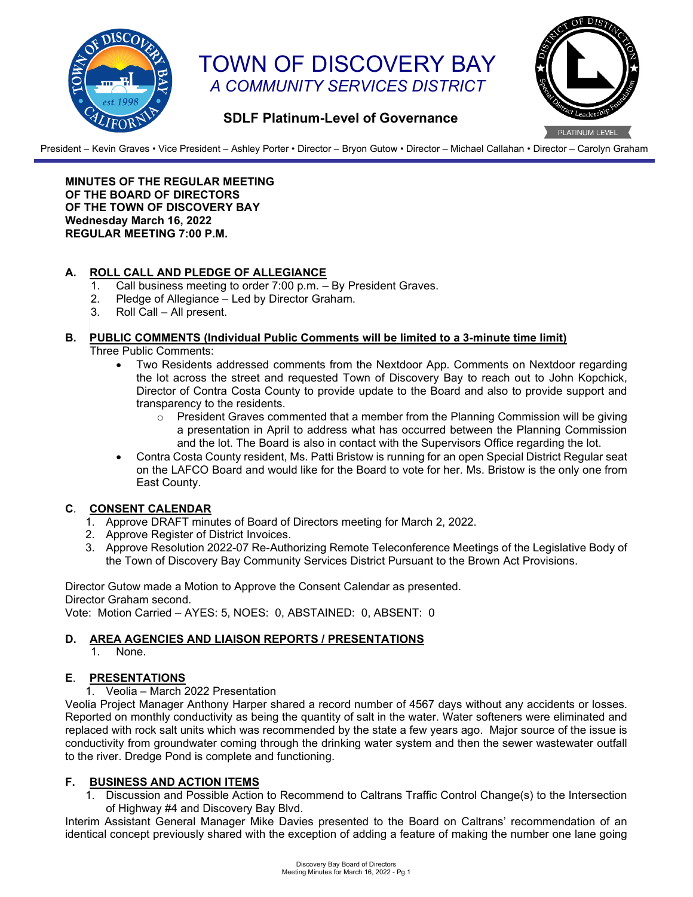# TOWN OF DISCOVERY BAY

*A COMMUNITY SERVICES DISTRICT*

**SDLF Platinum-Level of Governance**

President – Kevin Graves • Vice President – Ashley Porter • Director – Bryon Gutow • Director – Michael Callahan • Director – Carolyn Graham

**MINUTES OF THE REGULAR MEETING**
**OF THE BOARD OF DIRECTORS**
**OF THE TOWN OF DISCOVERY BAY**
**Wednesday March 16, 2022**
**REGULAR MEETING 7:00 P.M.**

## A. ROLL CALL AND PLEDGE OF ALLEGIANCE

1. Call business meeting to order 7:00 p.m. – By President Graves.
2. Pledge of Allegiance – Led by Director Graham.
3. Roll Call – All present.

## B. PUBLIC COMMENTS (Individual Public Comments will be limited to a 3-minute time limit)

Three Public Comments:

- Two Residents addressed comments from the Nextdoor App. Comments on Nextdoor regarding the lot across the street and requested Town of Discovery Bay to reach out to John Kopchick, Director of Contra Costa County to provide update to the Board and also to provide support and transparency to the residents.
  - President Graves commented that a member from the Planning Commission will be giving a presentation in April to address what has occurred between the Planning Commission and the lot. The Board is also in contact with the Supervisors Office regarding the lot.
- Contra Costa County resident, Ms. Patti Bristow is running for an open Special District Regular seat on the LAFCO Board and would like for the Board to vote for her. Ms. Bristow is the only one from East County.

## C. CONSENT CALENDAR

1. Approve DRAFT minutes of Board of Directors meeting for March 2, 2022.
2. Approve Register of District Invoices.
3. Approve Resolution 2022-07 Re-Authorizing Remote Teleconference Meetings of the Legislative Body of the Town of Discovery Bay Community Services District Pursuant to the Brown Act Provisions.

Director Gutow made a Motion to Approve the Consent Calendar as presented.
Director Graham second.
Vote: Motion Carried – AYES: 5, NOES: 0, ABSTAINED: 0, ABSENT: 0

## D. AREA AGENCIES AND LIAISON REPORTS / PRESENTATIONS

1. None.

## E. PRESENTATIONS

1. Veolia – March 2022 Presentation

Veolia Project Manager Anthony Harper shared a record number of 4567 days without any accidents or losses. Reported on monthly conductivity as being the quantity of salt in the water. Water softeners were eliminated and replaced with rock salt units which was recommended by the state a few years ago. Major source of the issue is conductivity from groundwater coming through the drinking water system and then the sewer wastewater outfall to the river. Dredge Pond is complete and functioning.

## F. BUSINESS AND ACTION ITEMS

1. Discussion and Possible Action to Recommend to Caltrans Traffic Control Change(s) to the Intersection of Highway #4 and Discovery Bay Blvd.

Interim Assistant General Manager Mike Davies presented to the Board on Caltrans' recommendation of an identical concept previously shared with the exception of adding a feature of making the number one lane going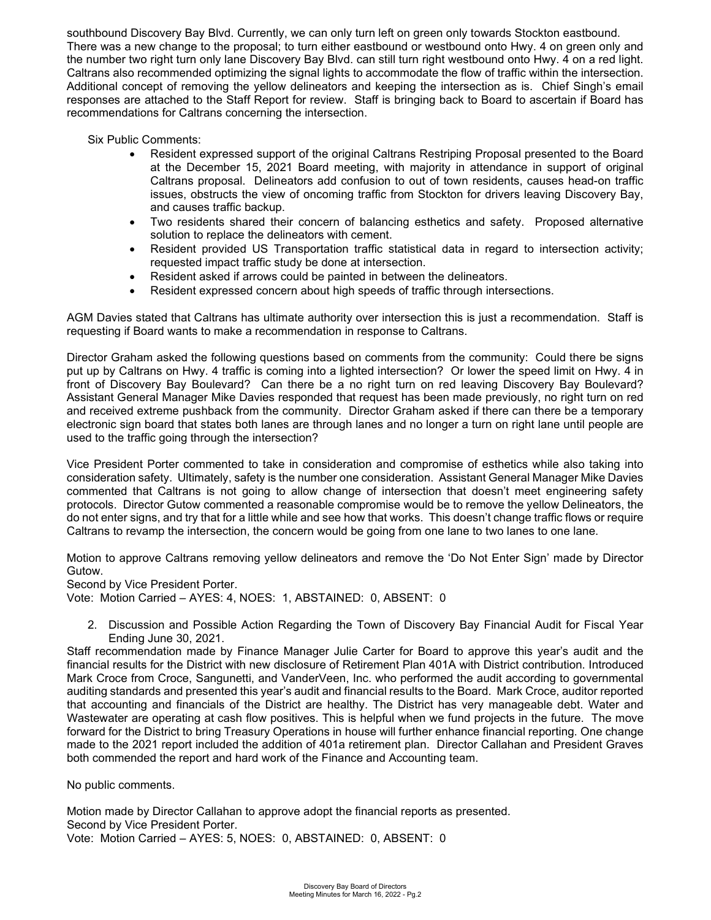southbound Discovery Bay Blvd. Currently, we can only turn left on green only towards Stockton eastbound. There was a new change to the proposal; to turn either eastbound or westbound onto Hwy. 4 on green only and the number two right turn only lane Discovery Bay Blvd. can still turn right westbound onto Hwy. 4 on a red light. Caltrans also recommended optimizing the signal lights to accommodate the flow of traffic within the intersection. Additional concept of removing the yellow delineators and keeping the intersection as is. Chief Singh's email responses are attached to the Staff Report for review. Staff is bringing back to Board to ascertain if Board has recommendations for Caltrans concerning the intersection.

Six Public Comments:

- Resident expressed support of the original Caltrans Restriping Proposal presented to the Board at the December 15, 2021 Board meeting, with majority in attendance in support of original Caltrans proposal. Delineators add confusion to out of town residents, causes head-on traffic issues, obstructs the view of oncoming traffic from Stockton for drivers leaving Discovery Bay, and causes traffic backup.
- Two residents shared their concern of balancing esthetics and safety. Proposed alternative solution to replace the delineators with cement.
- Resident provided US Transportation traffic statistical data in regard to intersection activity; requested impact traffic study be done at intersection.
- Resident asked if arrows could be painted in between the delineators.
- Resident expressed concern about high speeds of traffic through intersections.

AGM Davies stated that Caltrans has ultimate authority over intersection this is just a recommendation. Staff is requesting if Board wants to make a recommendation in response to Caltrans.

Director Graham asked the following questions based on comments from the community: Could there be signs put up by Caltrans on Hwy. 4 traffic is coming into a lighted intersection? Or lower the speed limit on Hwy. 4 in front of Discovery Bay Boulevard? Can there be a no right turn on red leaving Discovery Bay Boulevard? Assistant General Manager Mike Davies responded that request has been made previously, no right turn on red and received extreme pushback from the community. Director Graham asked if there can there be a temporary electronic sign board that states both lanes are through lanes and no longer a turn on right lane until people are used to the traffic going through the intersection?

Vice President Porter commented to take in consideration and compromise of esthetics while also taking into consideration safety. Ultimately, safety is the number one consideration. Assistant General Manager Mike Davies commented that Caltrans is not going to allow change of intersection that doesn't meet engineering safety protocols. Director Gutow commented a reasonable compromise would be to remove the yellow Delineators, the do not enter signs, and try that for a little while and see how that works. This doesn't change traffic flows or require Caltrans to revamp the intersection, the concern would be going from one lane to two lanes to one lane.

Motion to approve Caltrans removing yellow delineators and remove the 'Do Not Enter Sign' made by Director Gutow.
Second by Vice President Porter.
Vote: Motion Carried – AYES: 4, NOES: 1, ABSTAINED: 0, ABSENT: 0

2. Discussion and Possible Action Regarding the Town of Discovery Bay Financial Audit for Fiscal Year Ending June 30, 2021.

Staff recommendation made by Finance Manager Julie Carter for Board to approve this year's audit and the financial results for the District with new disclosure of Retirement Plan 401A with District contribution. Introduced Mark Croce from Croce, Sangunetti, and VanderVeen, Inc. who performed the audit according to governmental auditing standards and presented this year's audit and financial results to the Board. Mark Croce, auditor reported that accounting and financials of the District are healthy. The District has very manageable debt. Water and Wastewater are operating at cash flow positives. This is helpful when we fund projects in the future. The move forward for the District to bring Treasury Operations in house will further enhance financial reporting. One change made to the 2021 report included the addition of 401a retirement plan. Director Callahan and President Graves both commended the report and hard work of the Finance and Accounting team.

No public comments.

Motion made by Director Callahan to approve adopt the financial reports as presented.
Second by Vice President Porter.
Vote: Motion Carried – AYES: 5, NOES: 0, ABSTAINED: 0, ABSENT: 0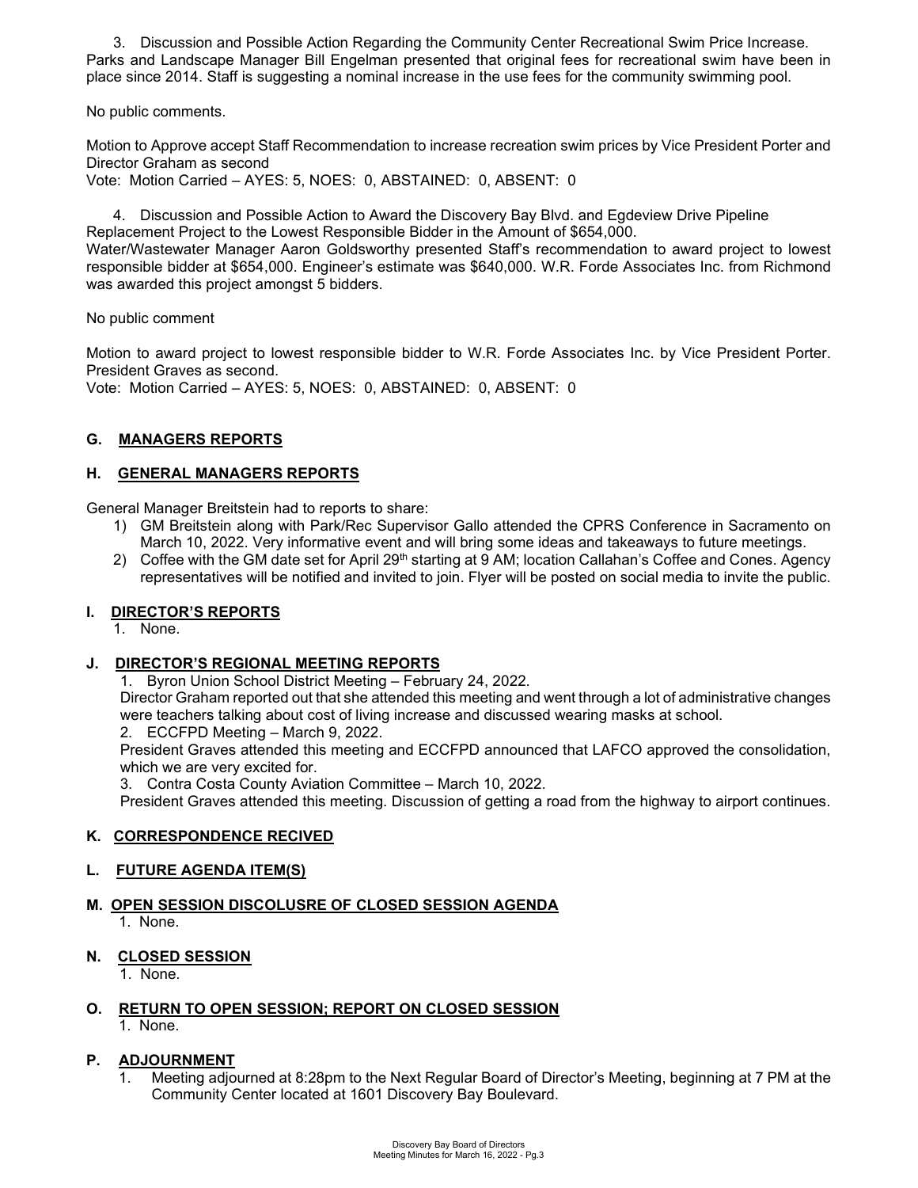3. Discussion and Possible Action Regarding the Community Center Recreational Swim Price Increase. Parks and Landscape Manager Bill Engelman presented that original fees for recreational swim have been in place since 2014. Staff is suggesting a nominal increase in the use fees for the community swimming pool.

No public comments.

Motion to Approve accept Staff Recommendation to increase recreation swim prices by Vice President Porter and Director Graham as second
Vote: Motion Carried – AYES: 5, NOES: 0, ABSTAINED: 0, ABSENT: 0

4. Discussion and Possible Action to Award the Discovery Bay Blvd. and Egdeview Drive Pipeline Replacement Project to the Lowest Responsible Bidder in the Amount of $654,000.
Water/Wastewater Manager Aaron Goldsworthy presented Staff's recommendation to award project to lowest responsible bidder at $654,000. Engineer's estimate was $640,000. W.R. Forde Associates Inc. from Richmond was awarded this project amongst 5 bidders.

No public comment

Motion to award project to lowest responsible bidder to W.R. Forde Associates Inc. by Vice President Porter. President Graves as second.
Vote: Motion Carried – AYES: 5, NOES: 0, ABSTAINED: 0, ABSENT: 0

## G. MANAGERS REPORTS

## H. GENERAL MANAGERS REPORTS

General Manager Breitstein had to reports to share:

1) GM Breitstein along with Park/Rec Supervisor Gallo attended the CPRS Conference in Sacramento on March 10, 2022. Very informative event and will bring some ideas and takeaways to future meetings.
2) Coffee with the GM date set for April 29th starting at 9 AM; location Callahan's Coffee and Cones. Agency representatives will be notified and invited to join. Flyer will be posted on social media to invite the public.

## I. DIRECTOR'S REPORTS

1. None.

## J. DIRECTOR'S REGIONAL MEETING REPORTS

1. Byron Union School District Meeting – February 24, 2022.
Director Graham reported out that she attended this meeting and went through a lot of administrative changes were teachers talking about cost of living increase and discussed wearing masks at school.
2. ECCFPD Meeting – March 9, 2022.
President Graves attended this meeting and ECCFPD announced that LAFCO approved the consolidation, which we are very excited for.
3. Contra Costa County Aviation Committee – March 10, 2022.
President Graves attended this meeting. Discussion of getting a road from the highway to airport continues.

## K. CORRESPONDENCE RECIVED

## L. FUTURE AGENDA ITEM(S)

## M. OPEN SESSION DISCOLUSRE OF CLOSED SESSION AGENDA

1. None.

## N. CLOSED SESSION

1. None.

## O. RETURN TO OPEN SESSION; REPORT ON CLOSED SESSION

1. None.

## P. ADJOURNMENT

1. Meeting adjourned at 8:28pm to the Next Regular Board of Director's Meeting, beginning at 7 PM at the Community Center located at 1601 Discovery Bay Boulevard.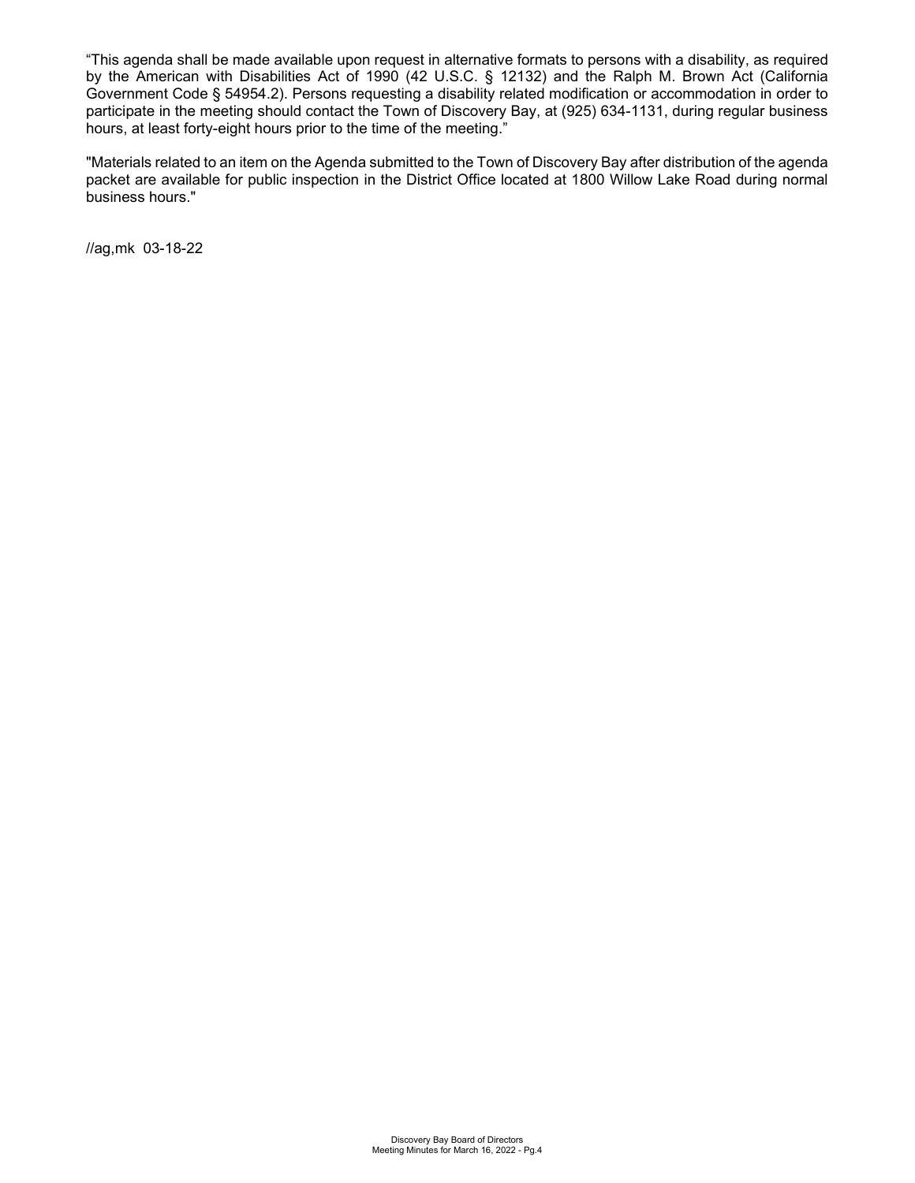"This agenda shall be made available upon request in alternative formats to persons with a disability, as required by the American with Disabilities Act of 1990 (42 U.S.C. § 12132) and the Ralph M. Brown Act (California Government Code § 54954.2). Persons requesting a disability related modification or accommodation in order to participate in the meeting should contact the Town of Discovery Bay, at (925) 634-1131, during regular business hours, at least forty-eight hours prior to the time of the meeting."

"Materials related to an item on the Agenda submitted to the Town of Discovery Bay after distribution of the agenda packet are available for public inspection in the District Office located at 1800 Willow Lake Road during normal business hours."

//ag,mk 03-18-22